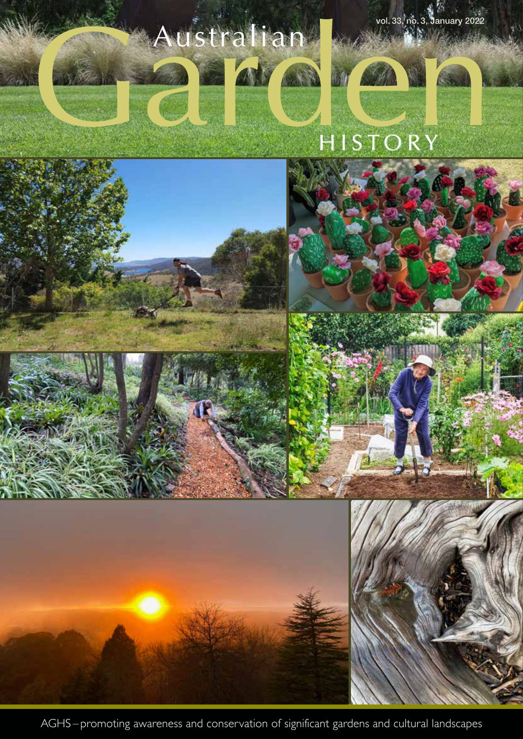# Australian Garden History

vol. 33, no. 3, January 2022

AGHS – promoting awareness and conservation of significant gardens and cultural landscapes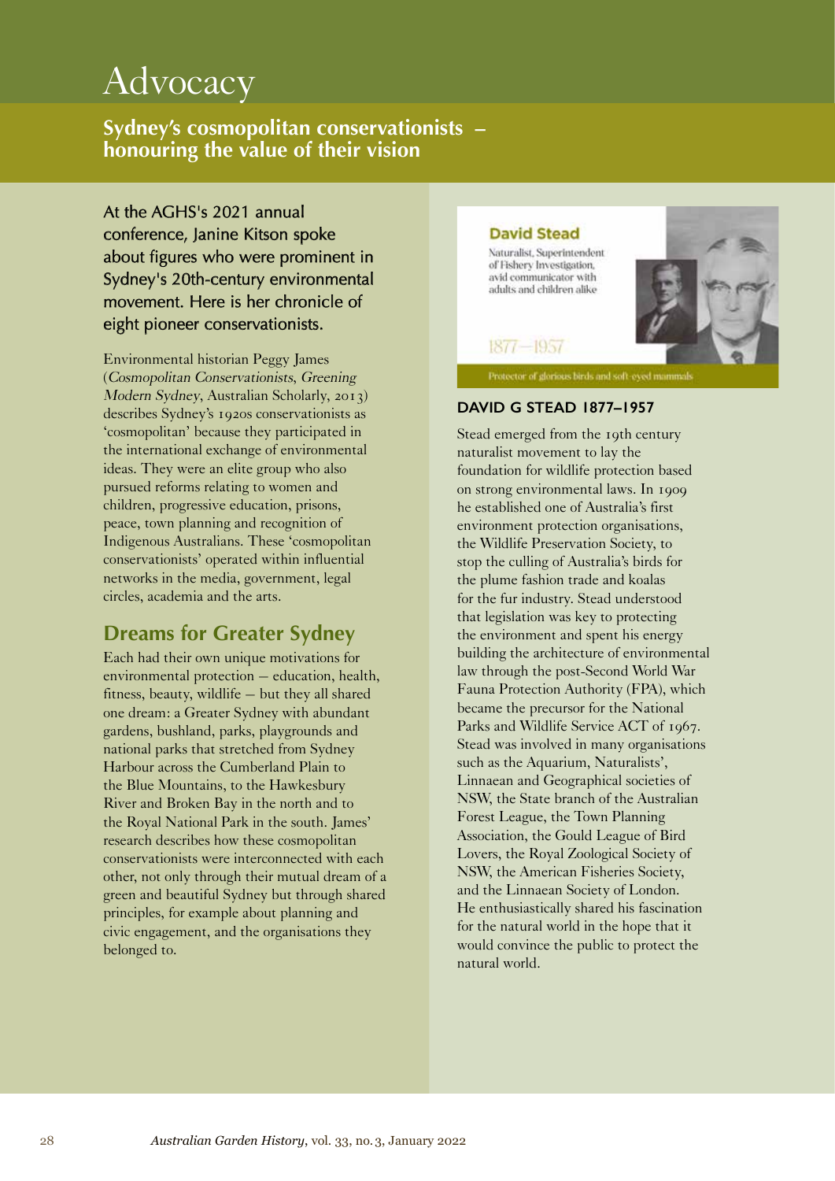# Advocacy

## Sydney's cosmopolitan conservationists – honouring the value of their vision

**At the AGHS's 2021 annual conference, Janine Kitson spoke about figures who were prominent in Sydney's 20th-century environmental movement. Here is her chronicle of eight pioneer conservationists.**

Environmental historian Peggy James (*Cosmopolitan Conservationists, Greening Modern Sydney*, Australian Scholarly, 2013) describes Sydney's 1920s conservationists as 'cosmopolitan' because they participated in the international exchange of environmental ideas. They were an elite group who also pursued reforms relating to women and children, progressive education, prisons, peace, town planning and recognition of Indigenous Australians. These 'cosmopolitan conservationists' operated within influential networks in the media, government, legal circles, academia and the arts.

### Dreams for Greater Sydney

Each had their own unique motivations for environmental protection – education, health, fitness, beauty, wildlife – but they all shared one dream: a Greater Sydney with abundant gardens, bushland, parks, playgrounds and national parks that stretched from Sydney Harbour across the Cumberland Plain to the Blue Mountains, to the Hawkesbury River and Broken Bay in the north and to the Royal National Park in the south. James' research describes how these cosmopolitan conservationists were interconnected with each other, not only through their mutual dream of a green and beautiful Sydney but through shared principles, for example about planning and civic engagement, and the organisations they belonged to.

**David Stead**

Naturalist, Superintendent of Fishery Investigation, avid communicator with adults and children alike

1877–1957

Protector of glorious birds and soft-eyed mammals

### DAVID G STEAD 1877–1957

Stead emerged from the 19th century naturalist movement to lay the foundation for wildlife protection based on strong environmental laws. In 1909 he established one of Australia's first environment protection organisations, the Wildlife Preservation Society, to stop the culling of Australia's birds for the plume fashion trade and koalas for the fur industry. Stead understood that legislation was key to protecting the environment and spent his energy building the architecture of environmental law through the post-Second World War Fauna Protection Authority (FPA), which became the precursor for the National Parks and Wildlife Service ACT of 1967. Stead was involved in many organisations such as the Aquarium, Naturalists', Linnaean and Geographical societies of NSW, the State branch of the Australian Forest League, the Town Planning Association, the Gould League of Bird Lovers, the Royal Zoological Society of NSW, the American Fisheries Society, and the Linnaean Society of London. He enthusiastically shared his fascination for the natural world in the hope that it would convince the public to protect the natural world.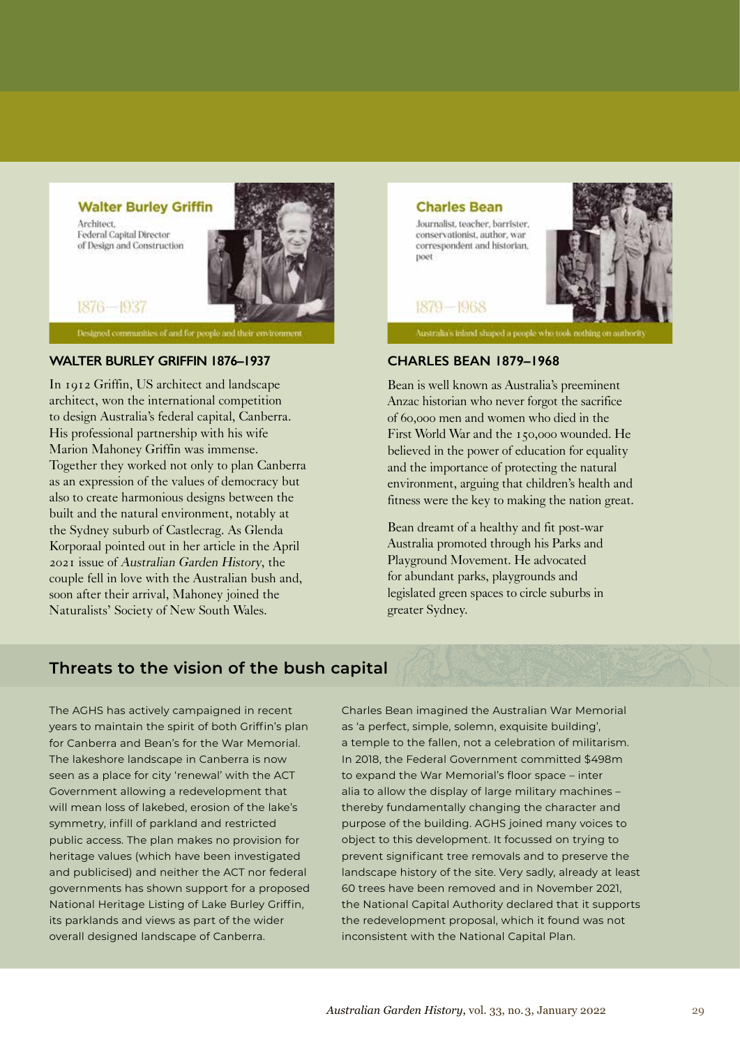**Walter Burley Griffin**

Architect,
Federal Capital Director
of Design and Construction

1876—1937

Designed communities of and for people and their environment

### WALTER BURLEY GRIFFIN 1876–1937

In 1912 Griffin, US architect and landscape architect, won the international competition to design Australia's federal capital, Canberra. His professional partnership with his wife Marion Mahoney Griffin was immense. Together they worked not only to plan Canberra as an expression of the values of democracy but also to create harmonious designs between the built and the natural environment, notably at the Sydney suburb of Castlecrag. As Glenda Korporaal pointed out in her article in the April 2021 issue of *Australian Garden History*, the couple fell in love with the Australian bush and, soon after their arrival, Mahoney joined the Naturalists' Society of New South Wales.

**Charles Bean**

Journalist, teacher, barrister, conservationist, author, war correspondent and historian, poet

1879—1968

Australia's inland shaped a people who took nothing on authority

### CHARLES BEAN 1879–1968

Bean is well known as Australia's preeminent Anzac historian who never forgot the sacrifice of 60,000 men and women who died in the First World War and the 150,000 wounded. He believed in the power of education for equality and the importance of protecting the natural environment, arguing that children's health and fitness were the key to making the nation great.

Bean dreamt of a healthy and fit post-war Australia promoted through his Parks and Playground Movement. He advocated for abundant parks, playgrounds and legislated green spaces to circle suburbs in greater Sydney.

## Threats to the vision of the bush capital

The AGHS has actively campaigned in recent years to maintain the spirit of both Griffin's plan for Canberra and Bean's for the War Memorial. The lakeshore landscape in Canberra is now seen as a place for city 'renewal' with the ACT Government allowing a redevelopment that will mean loss of lakebed, erosion of the lake's symmetry, infill of parkland and restricted public access. The plan makes no provision for heritage values (which have been investigated and publicised) and neither the ACT nor federal governments has shown support for a proposed National Heritage Listing of Lake Burley Griffin, its parklands and views as part of the wider overall designed landscape of Canberra.

Charles Bean imagined the Australian War Memorial as 'a perfect, simple, solemn, exquisite building', a temple to the fallen, not a celebration of militarism. In 2018, the Federal Government committed $498m to expand the War Memorial's floor space – inter alia to allow the display of large military machines – thereby fundamentally changing the character and purpose of the building. AGHS joined many voices to object to this development. It focussed on trying to prevent significant tree removals and to preserve the landscape history of the site. Very sadly, already at least 60 trees have been removed and in November 2021, the National Capital Authority declared that it supports the redevelopment proposal, which it found was not inconsistent with the National Capital Plan.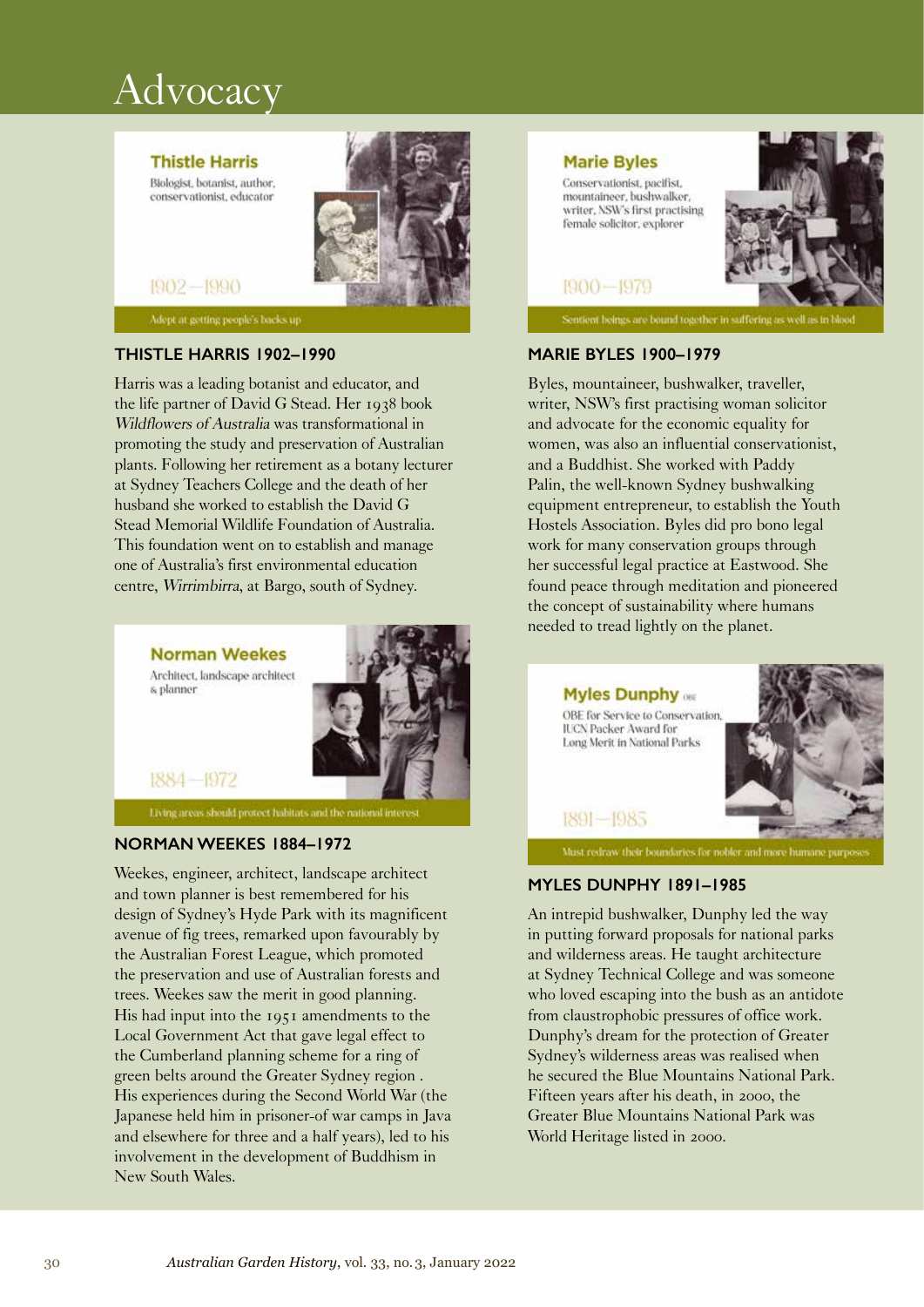# Advocacy

**Thistle Harris**

Biologist, botanist, author, conservationist, educator

1902—1990

Adept at getting people's backs up

### THISTLE HARRIS 1902–1990

Harris was a leading botanist and educator, and the life partner of David G Stead. Her 1938 book *Wildflowers of Australia* was transformational in promoting the study and preservation of Australian plants. Following her retirement as a botany lecturer at Sydney Teachers College and the death of her husband she worked to establish the David G Stead Memorial Wildlife Foundation of Australia. This foundation went on to establish and manage one of Australia's first environmental education centre, *Wirrimbirra*, at Bargo, south of Sydney.

**Norman Weekes**

Architect, landscape architect & planner

1884—1972

Living areas should protect habitats and the national interest

### NORMAN WEEKES 1884–1972

Weekes, engineer, architect, landscape architect and town planner is best remembered for his design of Sydney's Hyde Park with its magnificent avenue of fig trees, remarked upon favourably by the Australian Forest League, which promoted the preservation and use of Australian forests and trees. Weekes saw the merit in good planning. His had input into the 1951 amendments to the Local Government Act that gave legal effect to the Cumberland planning scheme for a ring of green belts around the Greater Sydney region . His experiences during the Second World War (the Japanese held him in prisoner-of war camps in Java and elsewhere for three and a half years), led to his involvement in the development of Buddhism in New South Wales.

**Marie Byles**

Conservationist, pacifist, mountaineer, bushwalker, writer, NSW's first practising female solicitor, explorer

1900—1979

Sentient beings are bound together in suffering as well as in blood

### MARIE BYLES 1900–1979

Byles, mountaineer, bushwalker, traveller, writer, NSW's first practising woman solicitor and advocate for the economic equality for women, was also an influential conservationist, and a Buddhist. She worked with Paddy Palin, the well-known Sydney bushwalking equipment entrepreneur, to establish the Youth Hostels Association. Byles did pro bono legal work for many conservation groups through her successful legal practice at Eastwood. She found peace through meditation and pioneered the concept of sustainability where humans needed to tread lightly on the planet.

**Myles Dunphy** OBE

OBE for Service to Conservation, IUCN Packer Award for Long Merit in National Parks

1891—1985

Must redraw their boundaries for nobler and more humane purposes

### MYLES DUNPHY 1891–1985

An intrepid bushwalker, Dunphy led the way in putting forward proposals for national parks and wilderness areas. He taught architecture at Sydney Technical College and was someone who loved escaping into the bush as an antidote from claustrophobic pressures of office work. Dunphy's dream for the protection of Greater Sydney's wilderness areas was realised when he secured the Blue Mountains National Park. Fifteen years after his death, in 2000, the Greater Blue Mountains National Park was World Heritage listed in 2000.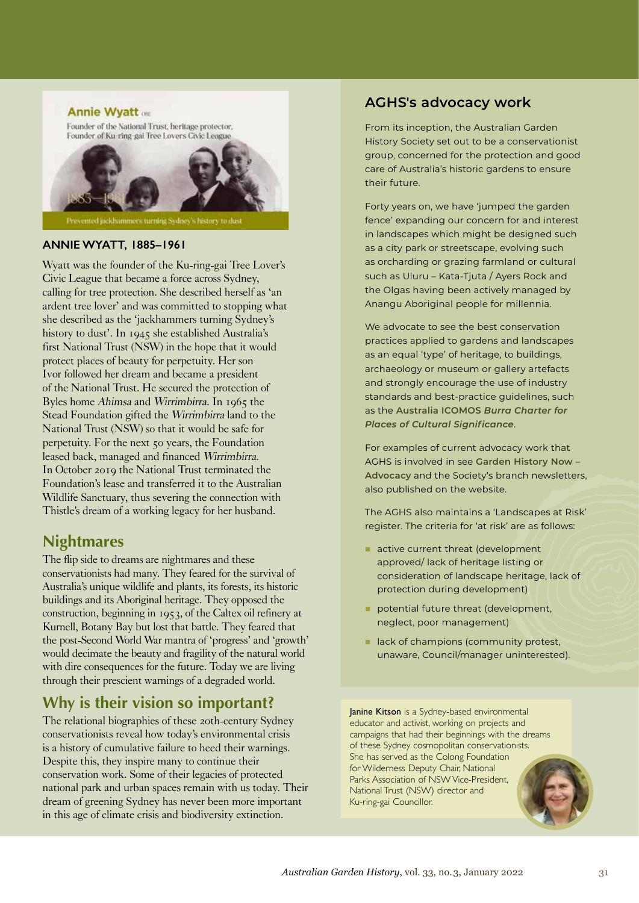Annie Wyatt OBE

Founder of the National Trust, heritage protector, Founder of Ku-ring-gai Tree Lovers Civic League

1885–1961

Prevented jackhammers turning Sydney's history to dust

**ANNIE WYATT, 1885–1961**

Wyatt was the founder of the Ku-ring-gai Tree Lover's Civic League that became a force across Sydney, calling for tree protection. She described herself as 'an ardent tree lover' and was committed to stopping what she described as the 'jackhammers turning Sydney's history to dust'. In 1945 she established Australia's first National Trust (NSW) in the hope that it would protect places of beauty for perpetuity. Her son Ivor followed her dream and became a president of the National Trust. He secured the protection of Byles home *Ahimsa* and *Wirrimbirra*. In 1965 the Stead Foundation gifted the *Wirrimbirra* land to the National Trust (NSW) so that it would be safe for perpetuity. For the next 50 years, the Foundation leased back, managed and financed *Wirrimbirra*. In October 2019 the National Trust terminated the Foundation's lease and transferred it to the Australian Wildlife Sanctuary, thus severing the connection with Thistle's dream of a working legacy for her husband.

## Nightmares

The flip side to dreams are nightmares and these conservationists had many. They feared for the survival of Australia's unique wildlife and plants, its forests, its historic buildings and its Aboriginal heritage. They opposed the construction, beginning in 1953, of the Caltex oil refinery at Kurnell, Botany Bay but lost that battle. They feared that the post-Second World War mantra of 'progress' and 'growth' would decimate the beauty and fragility of the natural world with dire consequences for the future. Today we are living through their prescient warnings of a degraded world.

## Why is their vision so important?

The relational biographies of these 20th-century Sydney conservationists reveal how today's environmental crisis is a history of cumulative failure to heed their warnings. Despite this, they inspire many to continue their conservation work. Some of their legacies of protected national park and urban spaces remain with us today. Their dream of greening Sydney has never been more important in this age of climate crisis and biodiversity extinction.

## AGHS's advocacy work

From its inception, the Australian Garden History Society set out to be a conservationist group, concerned for the protection and good care of Australia's historic gardens to ensure their future.

Forty years on, we have 'jumped the garden fence' expanding our concern for and interest in landscapes which might be designed such as a city park or streetscape, evolving such as orcharding or grazing farmland or cultural such as Uluru – Kata-Tjuta / Ayers Rock and the Olgas having been actively managed by Anangu Aboriginal people for millennia.

We advocate to see the best conservation practices applied to gardens and landscapes as an equal 'type' of heritage, to buildings, archaeology or museum or gallery artefacts and strongly encourage the use of industry standards and best-practice guidelines, such as the **Australia ICOMOS *Burra Charter for Places of Cultural Significance***.

For examples of current advocacy work that AGHS is involved in see **Garden History Now – Advocacy** and the Society's branch newsletters, also published on the website.

The AGHS also maintains a 'Landscapes at Risk' register. The criteria for 'at risk' are as follows:

- active current threat (development approved/ lack of heritage listing or consideration of landscape heritage, lack of protection during development)
- potential future threat (development, neglect, poor management)
- lack of champions (community protest, unaware, Council/manager uninterested).

Janine Kitson is a Sydney-based environmental educator and activist, working on projects and campaigns that had their beginnings with the dreams of these Sydney cosmopolitan conservationists. She has served as the Colong Foundation for Wilderness Deputy Chair, National Parks Association of NSW Vice-President, National Trust (NSW) director and Ku-ring-gai Councillor.